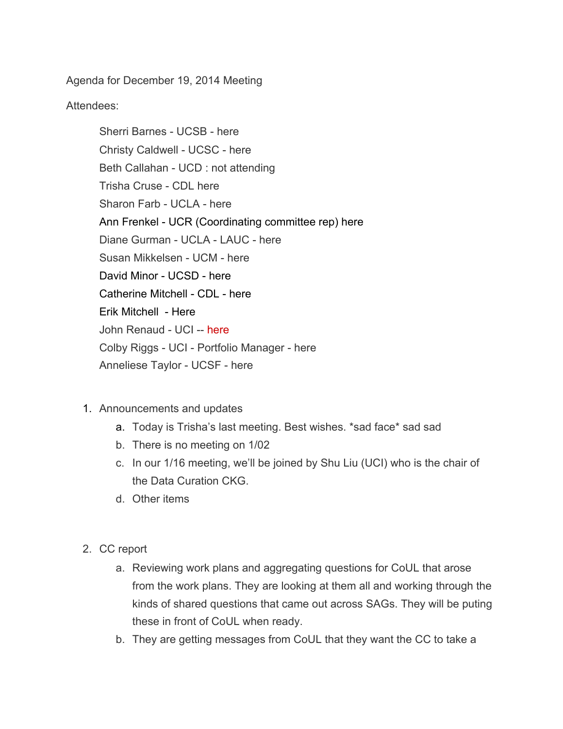Agenda for December 19, 2014 Meeting

Attendees:

- Sherri Barnes - UCSB - here
- Christy Caldwell - UCSC - here
- Beth Callahan - UCD : not attending
- Trisha Cruse - CDL here
- Sharon Farb - UCLA - here
- Ann Frenkel - UCR (Coordinating committee rep) here
- Diane Gurman - UCLA - LAUC - here
- Susan Mikkelsen - UCM - here
- David Minor - UCSD - here
- Catherine Mitchell - CDL - here
- Erik Mitchell - Here
- John Renaud - UCI -- here
- Colby Riggs - UCI - Portfolio Manager - here
- Anneliese Taylor - UCSF - here

1. Announcements and updates
   a. Today is Trisha's last meeting. Best wishes. *sad face* sad sad
   b. There is no meeting on 1/02
   c. In our 1/16 meeting, we'll be joined by Shu Liu (UCI) who is the chair of the Data Curation CKG.
   d. Other items

2. CC report
   a. Reviewing work plans and aggregating questions for CoUL that arose from the work plans. They are looking at them all and working through the kinds of shared questions that came out across SAGs. They will be puting these in front of CoUL when ready.
   b. They are getting messages from CoUL that they want the CC to take a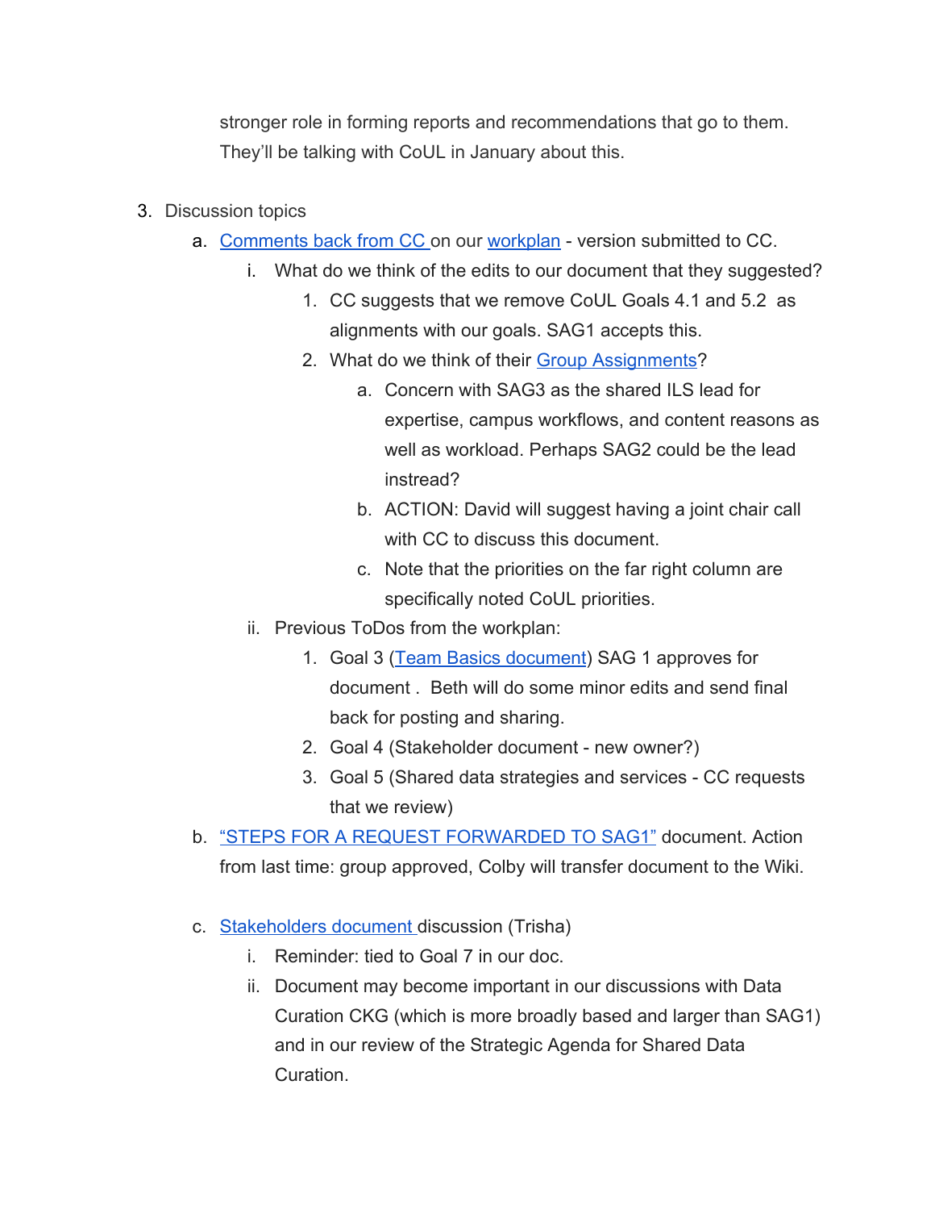stronger role in forming reports and recommendations that go to them. They'll be talking with CoUL in January about this.

3. Discussion topics
   a. Comments back from CC on our workplan - version submitted to CC.
      i. What do we think of the edits to our document that they suggested?
         1. CC suggests that we remove CoUL Goals 4.1 and 5.2 as alignments with our goals. SAG1 accepts this.
         2. What do we think of their Group Assignments?
            a. Concern with SAG3 as the shared ILS lead for expertise, campus workflows, and content reasons as well as workload. Perhaps SAG2 could be the lead instread?
            b. ACTION: David will suggest having a joint chair call with CC to discuss this document.
            c. Note that the priorities on the far right column are specifically noted CoUL priorities.
      ii. Previous ToDos from the workplan:
         1. Goal 3 (Team Basics document) SAG 1 approves for document . Beth will do some minor edits and send final back for posting and sharing.
         2. Goal 4 (Stakeholder document - new owner?)
         3. Goal 5 (Shared data strategies and services - CC requests that we review)
   b. "STEPS FOR A REQUEST FORWARDED TO SAG1" document. Action from last time: group approved, Colby will transfer document to the Wiki.
   c. Stakeholders document discussion (Trisha)
      i. Reminder: tied to Goal 7 in our doc.
      ii. Document may become important in our discussions with Data Curation CKG (which is more broadly based and larger than SAG1) and in our review of the Strategic Agenda for Shared Data Curation.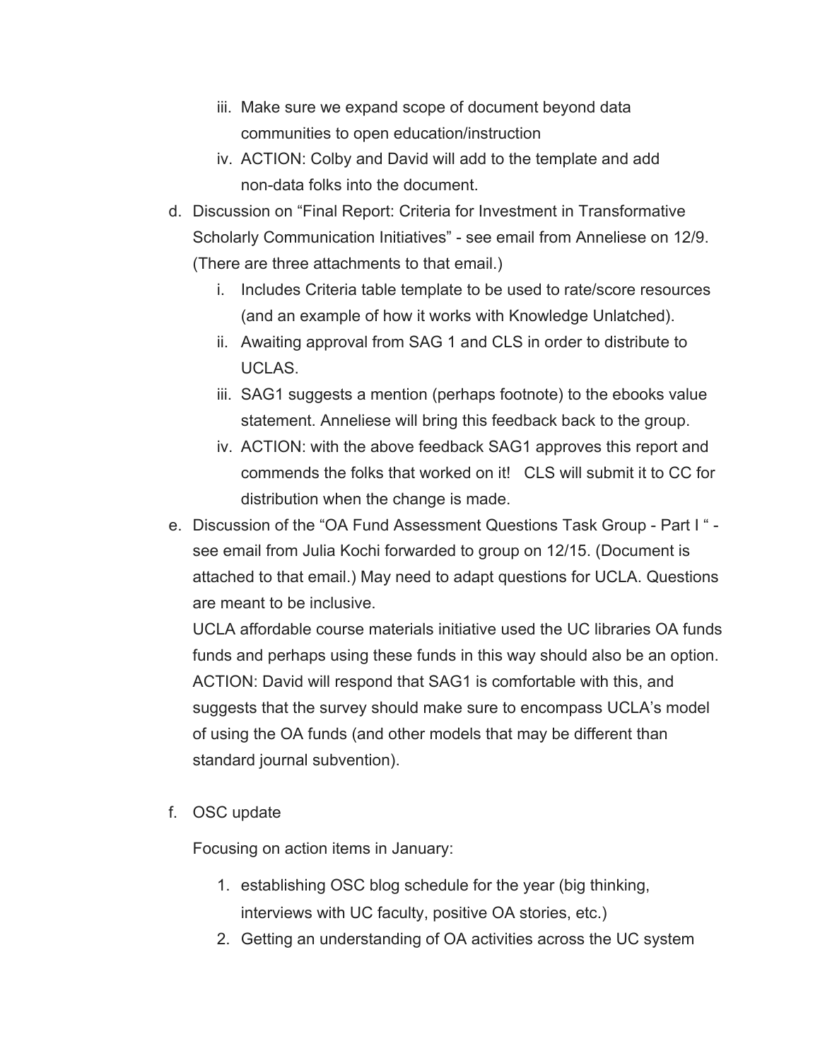iii. Make sure we expand scope of document beyond data communities to open education/instruction
   iv. ACTION: Colby and David will add to the template and add non-data folks into the document.

d. Discussion on "Final Report: Criteria for Investment in Transformative Scholarly Communication Initiatives" - see email from Anneliese on 12/9. (There are three attachments to that email.)
   i. Includes Criteria table template to be used to rate/score resources (and an example of how it works with Knowledge Unlatched).
   ii. Awaiting approval from SAG 1 and CLS in order to distribute to UCLAS.
   iii. SAG1 suggests a mention (perhaps footnote) to the ebooks value statement. Anneliese will bring this feedback back to the group.
   iv. ACTION: with the above feedback SAG1 approves this report and commends the folks that worked on it! CLS will submit it to CC for distribution when the change is made.

e. Discussion of the "OA Fund Assessment Questions Task Group - Part I " - see email from Julia Kochi forwarded to group on 12/15. (Document is attached to that email.) May need to adapt questions for UCLA. Questions are meant to be inclusive.
   UCLA affordable course materials initiative used the UC libraries OA funds funds and perhaps using these funds in this way should also be an option.
   ACTION: David will respond that SAG1 is comfortable with this, and suggests that the survey should make sure to encompass UCLA's model of using the OA funds (and other models that may be different than standard journal subvention).

f. OSC update

   Focusing on action items in January:

   1. establishing OSC blog schedule for the year (big thinking, interviews with UC faculty, positive OA stories, etc.)
   2. Getting an understanding of OA activities across the UC system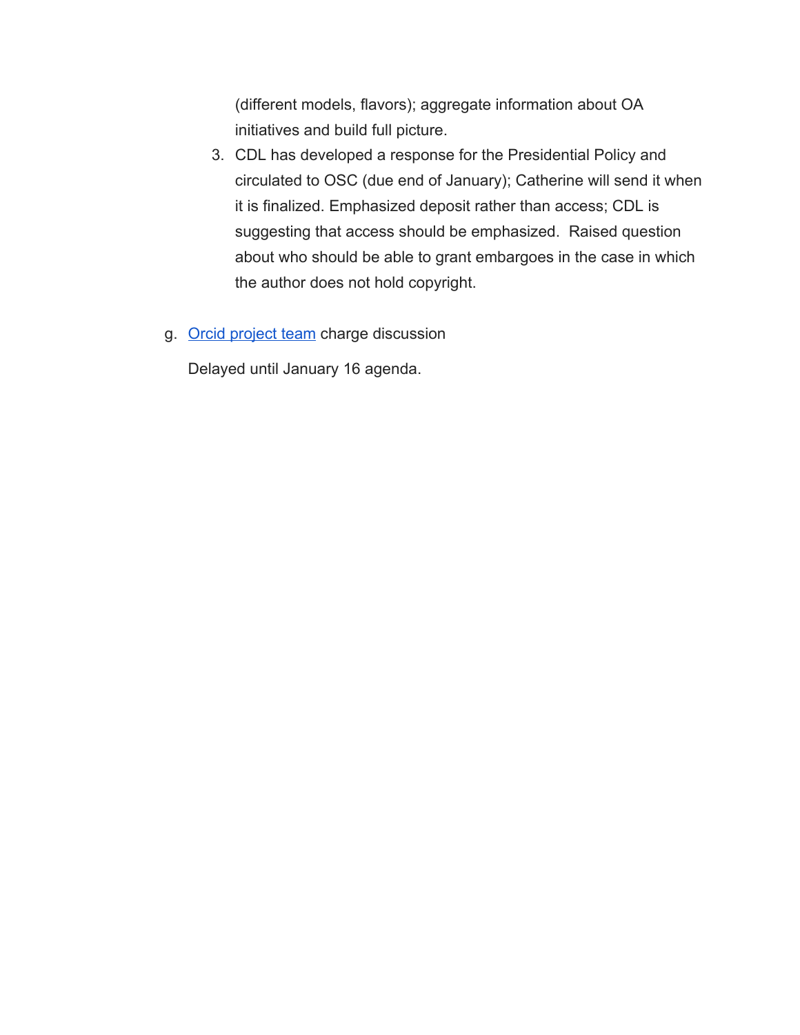(different models, flavors); aggregate information about OA initiatives and build full picture.

3. CDL has developed a response for the Presidential Policy and circulated to OSC (due end of January); Catherine will send it when it is finalized. Emphasized deposit rather than access; CDL is suggesting that access should be emphasized. Raised question about who should be able to grant embargoes in the case in which the author does not hold copyright.

g. Orcid project team charge discussion

   Delayed until January 16 agenda.